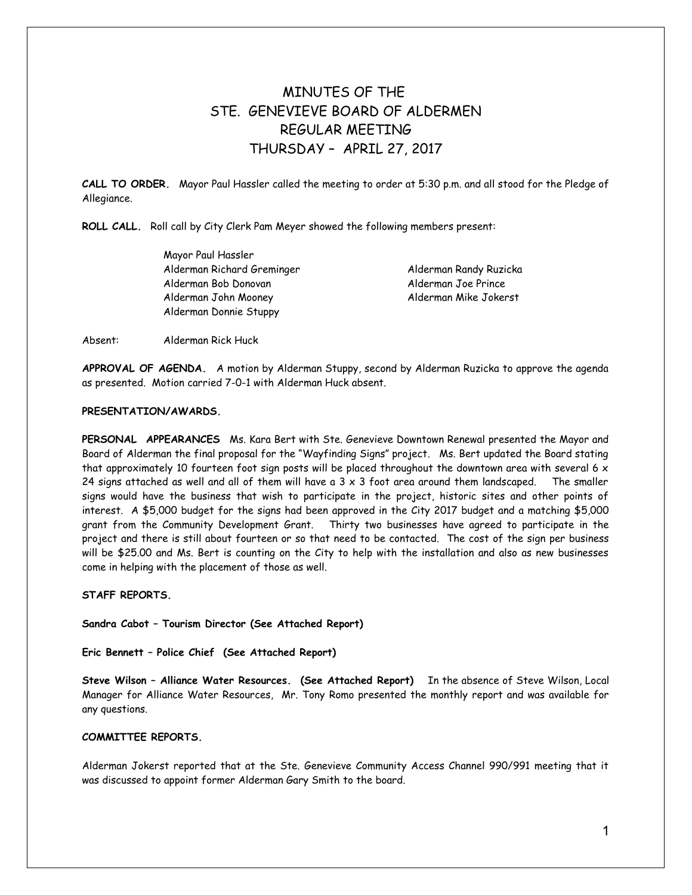# MINUTES OF THE
# STE. GENEVIEVE BOARD OF ALDERMEN
# REGULAR MEETING
# THURSDAY – APRIL 27, 2017

**CALL TO ORDER.** Mayor Paul Hassler called the meeting to order at 5:30 p.m. and all stood for the Pledge of Allegiance.

**ROLL CALL.** Roll call by City Clerk Pam Meyer showed the following members present:

Mayor Paul Hassler
Alderman Richard Greminger
Alderman Bob Donovan
Alderman John Mooney
Alderman Donnie Stuppy
Alderman Randy Ruzicka
Alderman Joe Prince
Alderman Mike Jokerst

Absent: Alderman Rick Huck

**APPROVAL OF AGENDA.** A motion by Alderman Stuppy, second by Alderman Ruzicka to approve the agenda as presented. Motion carried 7-0-1 with Alderman Huck absent.

**PRESENTATION/AWARDS.**

**PERSONAL APPEARANCES** Ms. Kara Bert with Ste. Genevieve Downtown Renewal presented the Mayor and Board of Alderman the final proposal for the "Wayfinding Signs" project. Ms. Bert updated the Board stating that approximately 10 fourteen foot sign posts will be placed throughout the downtown area with several 6 x 24 signs attached as well and all of them will have a 3 x 3 foot area around them landscaped. The smaller signs would have the business that wish to participate in the project, historic sites and other points of interest. A $5,000 budget for the signs had been approved in the City 2017 budget and a matching $5,000 grant from the Community Development Grant. Thirty two businesses have agreed to participate in the project and there is still about fourteen or so that need to be contacted. The cost of the sign per business will be $25.00 and Ms. Bert is counting on the City to help with the installation and also as new businesses come in helping with the placement of those as well.

**STAFF REPORTS.**

**Sandra Cabot – Tourism Director (See Attached Report)**

**Eric Bennett – Police Chief (See Attached Report)**

**Steve Wilson – Alliance Water Resources. (See Attached Report)** In the absence of Steve Wilson, Local Manager for Alliance Water Resources, Mr. Tony Romo presented the monthly report and was available for any questions.

**COMMITTEE REPORTS.**

Alderman Jokerst reported that at the Ste. Genevieve Community Access Channel 990/991 meeting that it was discussed to appoint former Alderman Gary Smith to the board.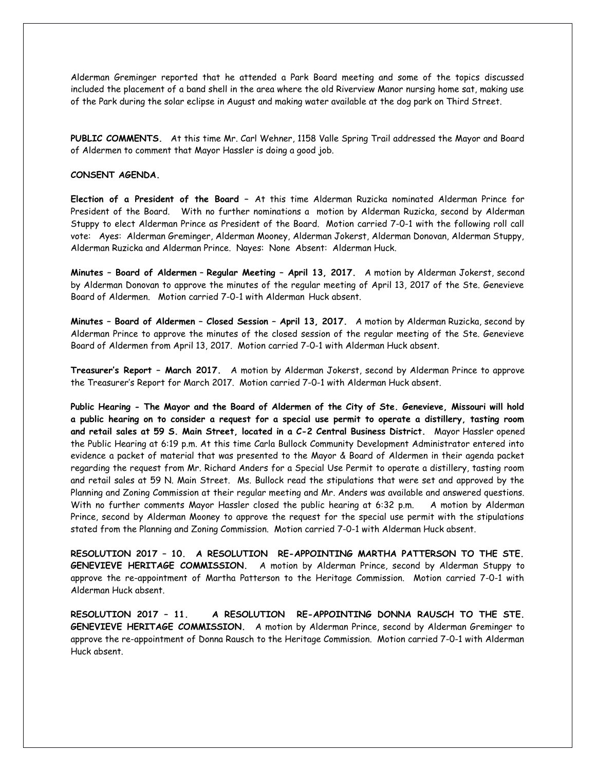Alderman Greminger reported that he attended a Park Board meeting and some of the topics discussed included the placement of a band shell in the area where the old Riverview Manor nursing home sat, making use of the Park during the solar eclipse in August and making water available at the dog park on Third Street.

**PUBLIC COMMENTS.** At this time Mr. Carl Wehner, 1158 Valle Spring Trail addressed the Mayor and Board of Aldermen to comment that Mayor Hassler is doing a good job.

**CONSENT AGENDA.**

**Election of a President of the Board –** At this time Alderman Ruzicka nominated Alderman Prince for President of the Board. With no further nominations a motion by Alderman Ruzicka, second by Alderman Stuppy to elect Alderman Prince as President of the Board. Motion carried 7-0-1 with the following roll call vote: Ayes: Alderman Greminger, Alderman Mooney, Alderman Jokerst, Alderman Donovan, Alderman Stuppy, Alderman Ruzicka and Alderman Prince. Nayes: None Absent: Alderman Huck.

**Minutes – Board of Aldermen – Regular Meeting – April 13, 2017.** A motion by Alderman Jokerst, second by Alderman Donovan to approve the minutes of the regular meeting of April 13, 2017 of the Ste. Genevieve Board of Aldermen. Motion carried 7-0-1 with Alderman Huck absent.

**Minutes – Board of Aldermen – Closed Session – April 13, 2017.** A motion by Alderman Ruzicka, second by Alderman Prince to approve the minutes of the closed session of the regular meeting of the Ste. Genevieve Board of Aldermen from April 13, 2017. Motion carried 7-0-1 with Alderman Huck absent.

**Treasurer's Report – March 2017.** A motion by Alderman Jokerst, second by Alderman Prince to approve the Treasurer's Report for March 2017. Motion carried 7-0-1 with Alderman Huck absent.

**Public Hearing - The Mayor and the Board of Aldermen of the City of Ste. Genevieve, Missouri will hold a public hearing on to consider a request for a special use permit to operate a distillery, tasting room and retail sales at 59 S. Main Street, located in a C-2 Central Business District.** Mayor Hassler opened the Public Hearing at 6:19 p.m. At this time Carla Bullock Community Development Administrator entered into evidence a packet of material that was presented to the Mayor & Board of Aldermen in their agenda packet regarding the request from Mr. Richard Anders for a Special Use Permit to operate a distillery, tasting room and retail sales at 59 N. Main Street. Ms. Bullock read the stipulations that were set and approved by the Planning and Zoning Commission at their regular meeting and Mr. Anders was available and answered questions. With no further comments Mayor Hassler closed the public hearing at 6:32 p.m. A motion by Alderman Prince, second by Alderman Mooney to approve the request for the special use permit with the stipulations stated from the Planning and Zoning Commission. Motion carried 7-0-1 with Alderman Huck absent.

**RESOLUTION 2017 – 10. A RESOLUTION RE-APPOINTING MARTHA PATTERSON TO THE STE. GENEVIEVE HERITAGE COMMISSION.** A motion by Alderman Prince, second by Alderman Stuppy to approve the re-appointment of Martha Patterson to the Heritage Commission. Motion carried 7-0-1 with Alderman Huck absent.

**RESOLUTION 2017 – 11. A RESOLUTION RE-APPOINTING DONNA RAUSCH TO THE STE. GENEVIEVE HERITAGE COMMISSION.** A motion by Alderman Prince, second by Alderman Greminger to approve the re-appointment of Donna Rausch to the Heritage Commission. Motion carried 7-0-1 with Alderman Huck absent.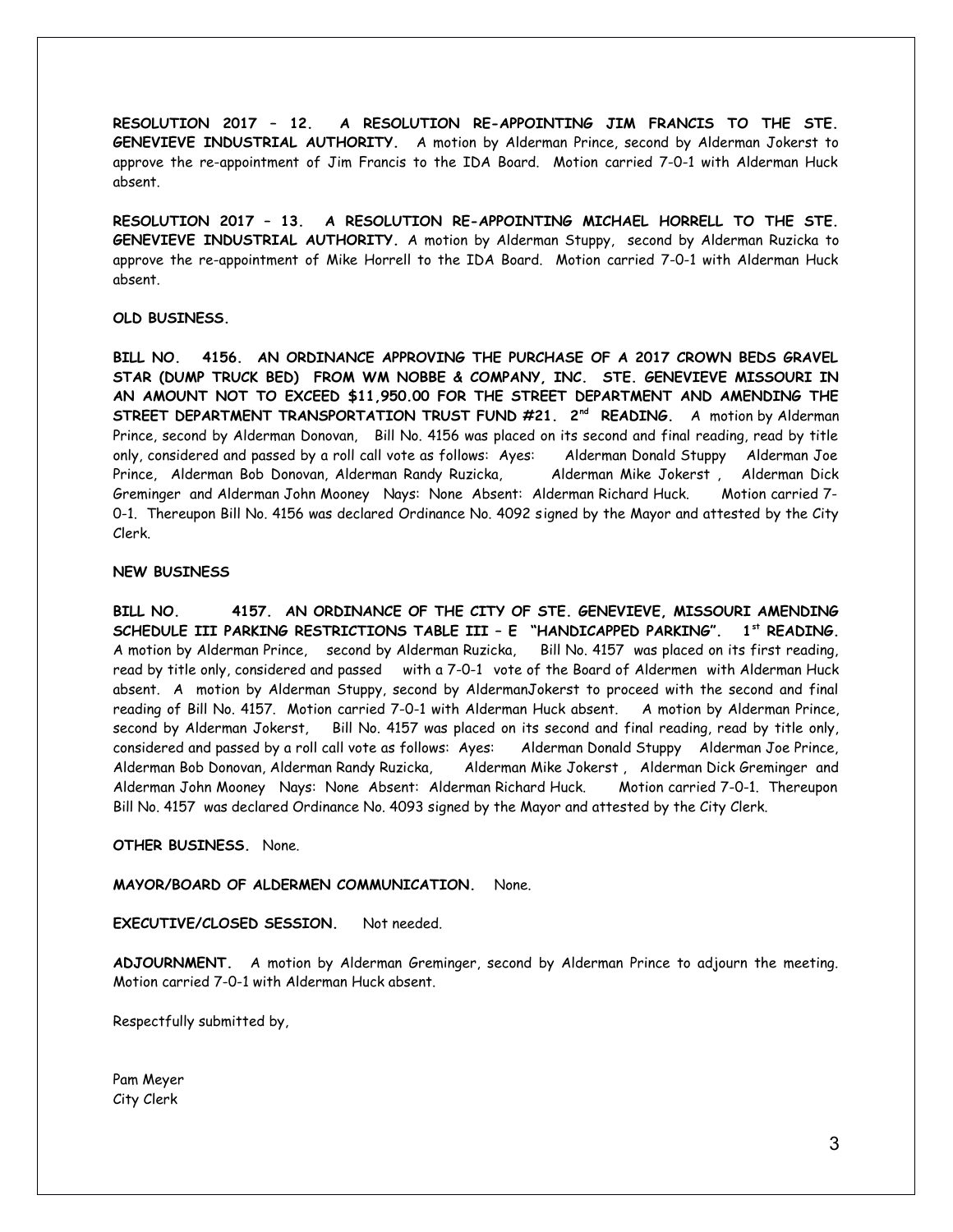**RESOLUTION 2017 – 12. A RESOLUTION RE-APPOINTING JIM FRANCIS TO THE STE. GENEVIEVE INDUSTRIAL AUTHORITY.** A motion by Alderman Prince, second by Alderman Jokerst to approve the re-appointment of Jim Francis to the IDA Board. Motion carried 7-0-1 with Alderman Huck absent.

**RESOLUTION 2017 – 13. A RESOLUTION RE-APPOINTING MICHAEL HORRELL TO THE STE. GENEVIEVE INDUSTRIAL AUTHORITY.** A motion by Alderman Stuppy, second by Alderman Ruzicka to approve the re-appointment of Mike Horrell to the IDA Board. Motion carried 7-0-1 with Alderman Huck absent.

**OLD BUSINESS.**

**BILL NO. 4156. AN ORDINANCE APPROVING THE PURCHASE OF A 2017 CROWN BEDS GRAVEL STAR (DUMP TRUCK BED) FROM WM NOBBE & COMPANY, INC. STE. GENEVIEVE MISSOURI IN AN AMOUNT NOT TO EXCEED $11,950.00 FOR THE STREET DEPARTMENT AND AMENDING THE STREET DEPARTMENT TRANSPORTATION TRUST FUND #21. 2nd READING.** A motion by Alderman Prince, second by Alderman Donovan, Bill No. 4156 was placed on its second and final reading, read by title only, considered and passed by a roll call vote as follows: Ayes: Alderman Donald Stuppy Alderman Joe Prince, Alderman Bob Donovan, Alderman Randy Ruzicka, Alderman Mike Jokerst , Alderman Dick Greminger and Alderman John Mooney Nays: None Absent: Alderman Richard Huck. Motion carried 7-0-1. Thereupon Bill No. 4156 was declared Ordinance No. 4092 signed by the Mayor and attested by the City Clerk.

**NEW BUSINESS**

**BILL NO. 4157. AN ORDINANCE OF THE CITY OF STE. GENEVIEVE, MISSOURI AMENDING SCHEDULE III PARKING RESTRICTIONS TABLE III – E "HANDICAPPED PARKING". 1st READING.** A motion by Alderman Prince, second by Alderman Ruzicka, Bill No. 4157 was placed on its first reading, read by title only, considered and passed with a 7-0-1 vote of the Board of Aldermen with Alderman Huck absent. A motion by Alderman Stuppy, second by AldermanJokerst to proceed with the second and final reading of Bill No. 4157. Motion carried 7-0-1 with Alderman Huck absent. A motion by Alderman Prince, second by Alderman Jokerst, Bill No. 4157 was placed on its second and final reading, read by title only, considered and passed by a roll call vote as follows: Ayes: Alderman Donald Stuppy Alderman Joe Prince, Alderman Bob Donovan, Alderman Randy Ruzicka, Alderman Mike Jokerst , Alderman Dick Greminger and Alderman John Mooney Nays: None Absent: Alderman Richard Huck. Motion carried 7-0-1. Thereupon Bill No. 4157 was declared Ordinance No. 4093 signed by the Mayor and attested by the City Clerk.

**OTHER BUSINESS.** None.

**MAYOR/BOARD OF ALDERMEN COMMUNICATION.** None.

**EXECUTIVE/CLOSED SESSION.** Not needed.

**ADJOURNMENT.** A motion by Alderman Greminger, second by Alderman Prince to adjourn the meeting. Motion carried 7-0-1 with Alderman Huck absent.

Respectfully submitted by,

Pam Meyer
City Clerk